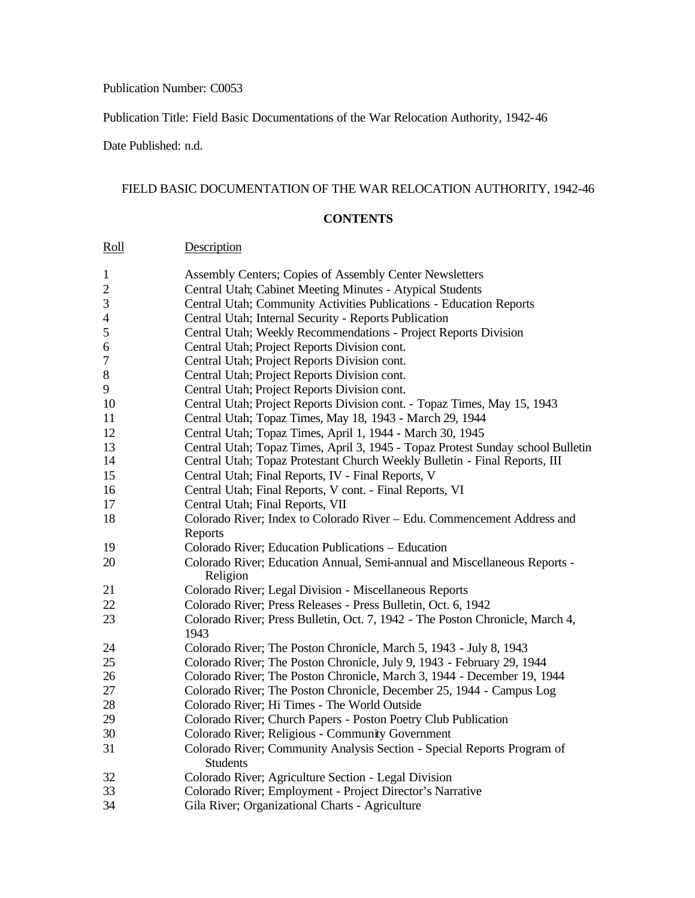Publication Number: C0053

Publication Title: Field Basic Documentations of the War Relocation Authority, 1942-46

Date Published: n.d.

FIELD BASIC DOCUMENTATION OF THE WAR RELOCATION AUTHORITY, 1942-46

## CONTENTS

| Roll | Description |
|---|---|
| 1 | Assembly Centers; Copies of Assembly Center Newsletters |
| 2 | Central Utah; Cabinet Meeting Minutes - Atypical Students |
| 3 | Central Utah; Community Activities Publications - Education Reports |
| 4 | Central Utah; Internal Security - Reports Publication |
| 5 | Central Utah; Weekly Recommendations - Project Reports Division |
| 6 | Central Utah; Project Reports Division cont. |
| 7 | Central Utah; Project Reports Division cont. |
| 8 | Central Utah; Project Reports Division cont. |
| 9 | Central Utah; Project Reports Division cont. |
| 10 | Central Utah; Project Reports Division cont. - Topaz Times, May 15, 1943 |
| 11 | Central Utah; Topaz Times, May 18, 1943 - March 29, 1944 |
| 12 | Central Utah; Topaz Times, April 1, 1944 - March 30, 1945 |
| 13 | Central Utah; Topaz Times, April 3, 1945 - Topaz Protest Sunday school Bulletin |
| 14 | Central Utah; Topaz Protestant Church Weekly Bulletin - Final Reports, III |
| 15 | Central Utah; Final Reports, IV - Final Reports, V |
| 16 | Central Utah; Final Reports, V cont. - Final Reports, VI |
| 17 | Central Utah; Final Reports, VII |
| 18 | Colorado River; Index to Colorado River – Edu. Commencement Address and Reports |
| 19 | Colorado River; Education Publications – Education |
| 20 | Colorado River; Education Annual, Semi-annual and Miscellaneous Reports - Religion |
| 21 | Colorado River; Legal Division - Miscellaneous Reports |
| 22 | Colorado River; Press Releases - Press Bulletin, Oct. 6, 1942 |
| 23 | Colorado River; Press Bulletin, Oct. 7, 1942 - The Poston Chronicle, March 4, 1943 |
| 24 | Colorado River; The Poston Chronicle, March 5, 1943 - July 8, 1943 |
| 25 | Colorado River; The Poston Chronicle, July 9, 1943 - February 29, 1944 |
| 26 | Colorado River; The Poston Chronicle, March 3, 1944 - December 19, 1944 |
| 27 | Colorado River; The Poston Chronicle, December 25, 1944 - Campus Log |
| 28 | Colorado River; Hi Times - The World Outside |
| 29 | Colorado River; Church Papers - Poston Poetry Club Publication |
| 30 | Colorado River; Religious - Community Government |
| 31 | Colorado River; Community Analysis Section - Special Reports Program of Students |
| 32 | Colorado River; Agriculture Section - Legal Division |
| 33 | Colorado River; Employment - Project Director's Narrative |
| 34 | Gila River; Organizational Charts - Agriculture |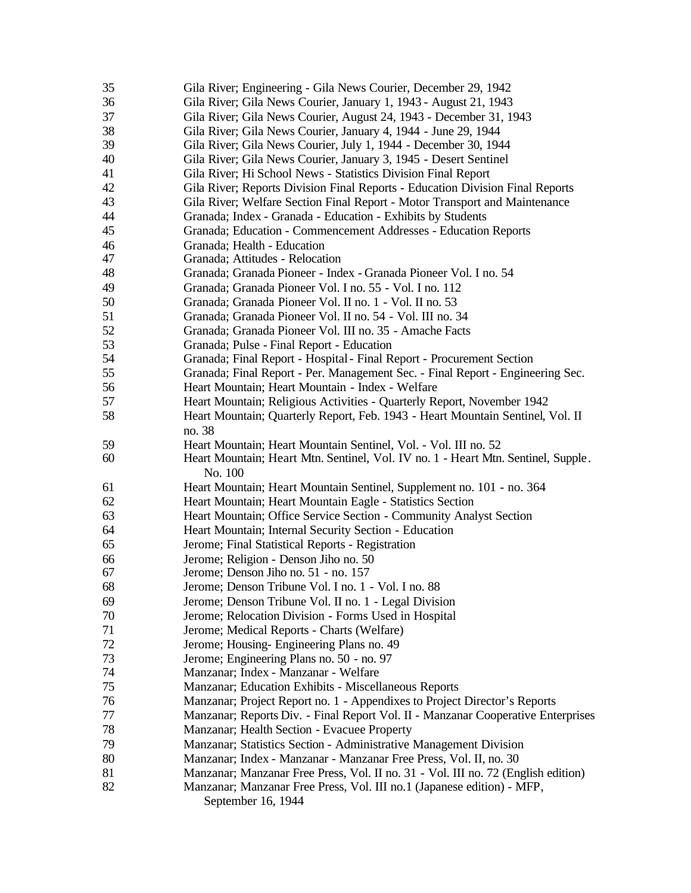| | |
|---|---|
| 35 | Gila River; Engineering - Gila News Courier, December 29, 1942 |
| 36 | Gila River; Gila News Courier, January 1, 1943 - August 21, 1943 |
| 37 | Gila River; Gila News Courier, August 24, 1943 - December 31, 1943 |
| 38 | Gila River; Gila News Courier, January 4, 1944 - June 29, 1944 |
| 39 | Gila River; Gila News Courier, July 1, 1944 - December 30, 1944 |
| 40 | Gila River; Gila News Courier, January 3, 1945 - Desert Sentinel |
| 41 | Gila River; Hi School News - Statistics Division Final Report |
| 42 | Gila River; Reports Division Final Reports - Education Division Final Reports |
| 43 | Gila River; Welfare Section Final Report - Motor Transport and Maintenance |
| 44 | Granada; Index - Granada - Education - Exhibits by Students |
| 45 | Granada; Education - Commencement Addresses - Education Reports |
| 46 | Granada; Health - Education |
| 47 | Granada; Attitudes - Relocation |
| 48 | Granada; Granada Pioneer - Index - Granada Pioneer Vol. I no. 54 |
| 49 | Granada; Granada Pioneer Vol. I no. 55 - Vol. I no. 112 |
| 50 | Granada; Granada Pioneer Vol. II no. 1 - Vol. II no. 53 |
| 51 | Granada; Granada Pioneer Vol. II no. 54 - Vol. III no. 34 |
| 52 | Granada; Granada Pioneer Vol. III no. 35 - Amache Facts |
| 53 | Granada; Pulse - Final Report - Education |
| 54 | Granada; Final Report - Hospital - Final Report - Procurement Section |
| 55 | Granada; Final Report - Per. Management Sec. - Final Report - Engineering Sec. |
| 56 | Heart Mountain; Heart Mountain - Index - Welfare |
| 57 | Heart Mountain; Religious Activities - Quarterly Report, November 1942 |
| 58 | Heart Mountain; Quarterly Report, Feb. 1943 - Heart Mountain Sentinel, Vol. II no. 38 |
| 59 | Heart Mountain; Heart Mountain Sentinel, Vol. - Vol. III no. 52 |
| 60 | Heart Mountain; Heart Mtn. Sentinel, Vol. IV no. 1 - Heart Mtn. Sentinel, Supple. No. 100 |
| 61 | Heart Mountain; Heart Mountain Sentinel, Supplement no. 101 - no. 364 |
| 62 | Heart Mountain; Heart Mountain Eagle - Statistics Section |
| 63 | Heart Mountain; Office Service Section - Community Analyst Section |
| 64 | Heart Mountain; Internal Security Section - Education |
| 65 | Jerome; Final Statistical Reports - Registration |
| 66 | Jerome; Religion - Denson Jiho no. 50 |
| 67 | Jerome; Denson Jiho no. 51 - no. 157 |
| 68 | Jerome; Denson Tribune Vol. I no. 1 - Vol. I no. 88 |
| 69 | Jerome; Denson Tribune Vol. II no. 1 - Legal Division |
| 70 | Jerome; Relocation Division - Forms Used in Hospital |
| 71 | Jerome; Medical Reports - Charts (Welfare) |
| 72 | Jerome; Housing- Engineering Plans no. 49 |
| 73 | Jerome; Engineering Plans no. 50 - no. 97 |
| 74 | Manzanar; Index - Manzanar - Welfare |
| 75 | Manzanar; Education Exhibits - Miscellaneous Reports |
| 76 | Manzanar; Project Report no. 1 - Appendixes to Project Director's Reports |
| 77 | Manzanar; Reports Div. - Final Report Vol. II - Manzanar Cooperative Enterprises |
| 78 | Manzanar; Health Section - Evacuee Property |
| 79 | Manzanar; Statistics Section - Administrative Management Division |
| 80 | Manzanar; Index - Manzanar - Manzanar Free Press, Vol. II, no. 30 |
| 81 | Manzanar; Manzanar Free Press, Vol. II no. 31 - Vol. III no. 72 (English edition) |
| 82 | Manzanar; Manzanar Free Press, Vol. III no.1 (Japanese edition) - MFP, September 16, 1944 |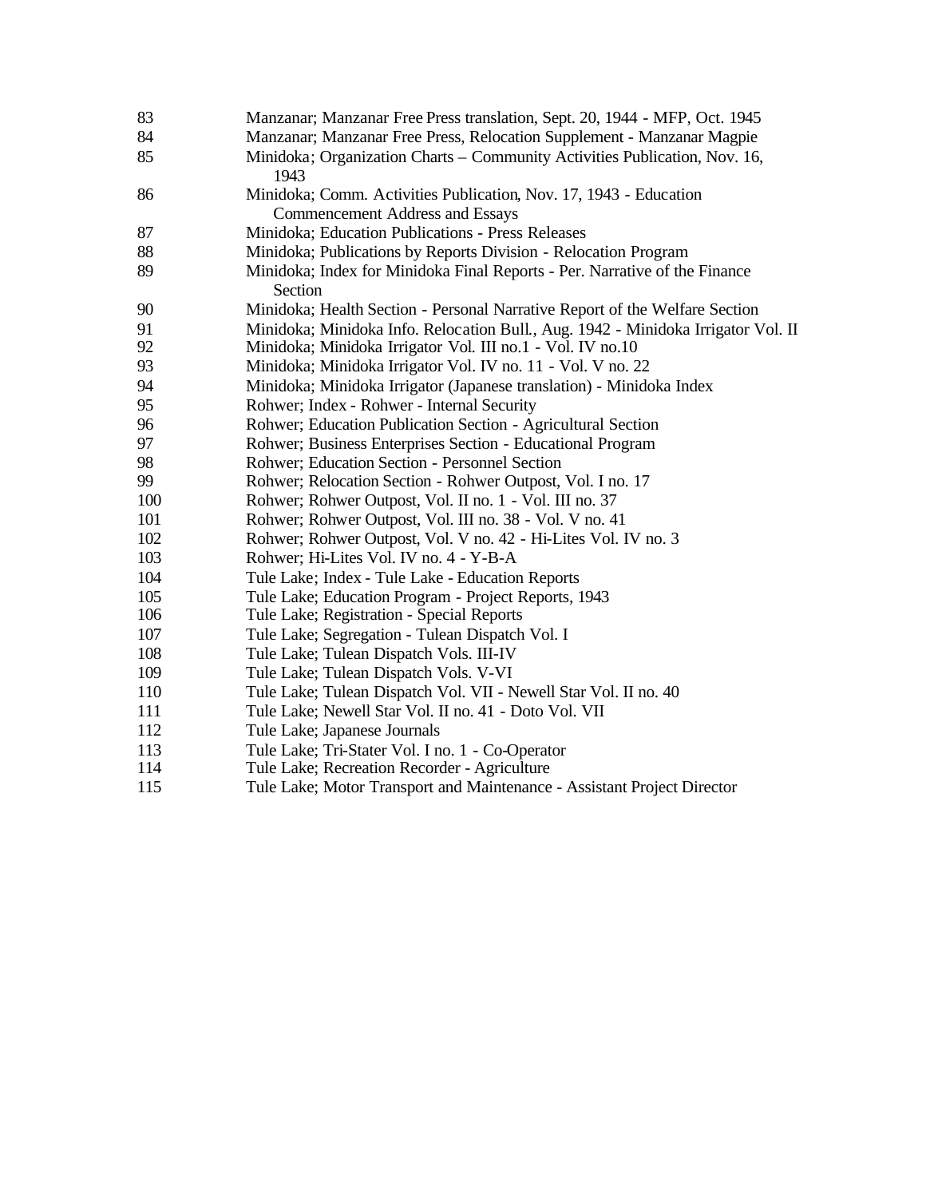| | |
|---|---|
| 83 | Manzanar; Manzanar Free Press translation, Sept. 20, 1944 - MFP, Oct. 1945 |
| 84 | Manzanar; Manzanar Free Press, Relocation Supplement - Manzanar Magpie |
| 85 | Minidoka; Organization Charts – Community Activities Publication, Nov. 16, 1943 |
| 86 | Minidoka; Comm. Activities Publication, Nov. 17, 1943 - Education Commencement Address and Essays |
| 87 | Minidoka; Education Publications - Press Releases |
| 88 | Minidoka; Publications by Reports Division - Relocation Program |
| 89 | Minidoka; Index for Minidoka Final Reports - Per. Narrative of the Finance Section |
| 90 | Minidoka; Health Section - Personal Narrative Report of the Welfare Section |
| 91 | Minidoka; Minidoka Info. Relocation Bull., Aug. 1942 - Minidoka Irrigator Vol. II |
| 92 | Minidoka; Minidoka Irrigator Vol. III no.1 - Vol. IV no.10 |
| 93 | Minidoka; Minidoka Irrigator Vol. IV no. 11 - Vol. V no. 22 |
| 94 | Minidoka; Minidoka Irrigator (Japanese translation) - Minidoka Index |
| 95 | Rohwer; Index - Rohwer - Internal Security |
| 96 | Rohwer; Education Publication Section - Agricultural Section |
| 97 | Rohwer; Business Enterprises Section - Educational Program |
| 98 | Rohwer; Education Section - Personnel Section |
| 99 | Rohwer; Relocation Section - Rohwer Outpost, Vol. I no. 17 |
| 100 | Rohwer; Rohwer Outpost, Vol. II no. 1 - Vol. III no. 37 |
| 101 | Rohwer; Rohwer Outpost, Vol. III no. 38 - Vol. V no. 41 |
| 102 | Rohwer; Rohwer Outpost, Vol. V no. 42 - Hi-Lites Vol. IV no. 3 |
| 103 | Rohwer; Hi-Lites Vol. IV no. 4 - Y-B-A |
| 104 | Tule Lake; Index - Tule Lake - Education Reports |
| 105 | Tule Lake; Education Program - Project Reports, 1943 |
| 106 | Tule Lake; Registration - Special Reports |
| 107 | Tule Lake; Segregation - Tulean Dispatch Vol. I |
| 108 | Tule Lake; Tulean Dispatch Vols. III-IV |
| 109 | Tule Lake; Tulean Dispatch Vols. V-VI |
| 110 | Tule Lake; Tulean Dispatch Vol. VII - Newell Star Vol. II no. 40 |
| 111 | Tule Lake; Newell Star Vol. II no. 41 - Doto Vol. VII |
| 112 | Tule Lake; Japanese Journals |
| 113 | Tule Lake; Tri-Stater Vol. I no. 1 - Co-Operator |
| 114 | Tule Lake; Recreation Recorder - Agriculture |
| 115 | Tule Lake; Motor Transport and Maintenance - Assistant Project Director |